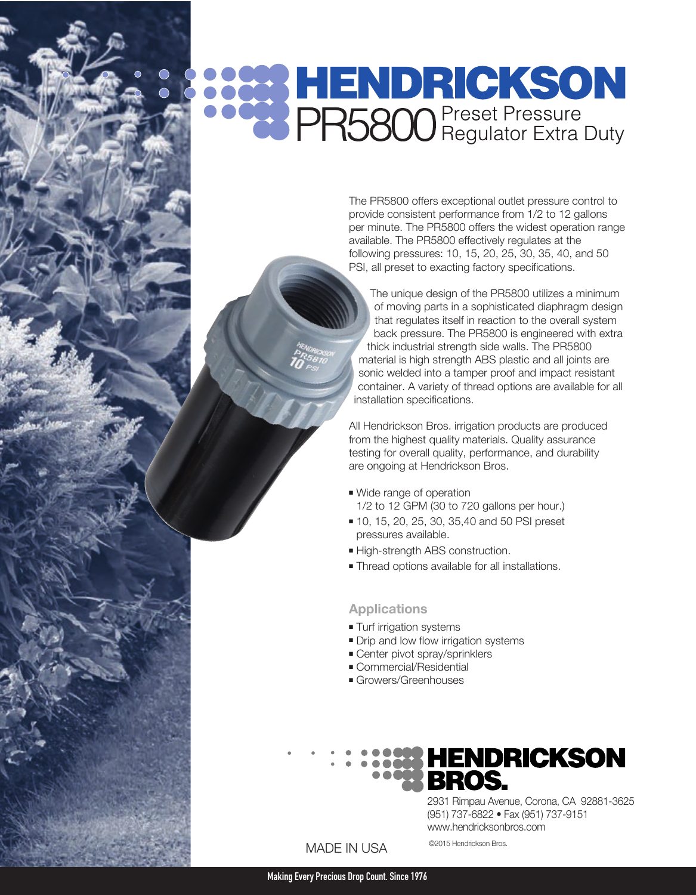# HENDRICKSON

## PR5800 Preset Pressure Regulator Extra Duty

The PR5800 offers exceptional outlet pressure control to provide consistent performance from 1/2 to 12 gallons per minute. The PR5800 offers the widest operation range available. The PR5800 effectively regulates at the following pressures: 10, 15, 20, 25, 30, 35, 40, and 50 PSI, all preset to exacting factory specifications.

The unique design of the PR5800 utilizes a minimum of moving parts in a sophisticated diaphragm design that regulates itself in reaction to the overall system back pressure. The PR5800 is engineered with extra thick industrial strength side walls. The PR5800 material is high strength ABS plastic and all joints are sonic welded into a tamper proof and impact resistant container. A variety of thread options are available for all installation specifications.

All Hendrickson Bros. irrigation products are produced from the highest quality materials. Quality assurance testing for overall quality, performance, and durability are ongoing at Hendrickson Bros.

- Wide range of operation 1/2 to 12 GPM (30 to 720 gallons per hour.)
- 10, 15, 20, 25, 30, 35,40 and 50 PSI preset pressures available.
- High-strength ABS construction.
- Thread options available for all installations.

### Applications

- Turf irrigation systems
- Drip and low flow irrigation systems
- Center pivot spray/sprinklers
- Commercial/Residential
- Growers/Greenhouses

**HENDRICKSON BROS.**

2931 Rimpau Avenue, Corona, CA 92881-3625
(951) 737-6822 • Fax (951) 737-9151
www.hendricksonbros.com

MADE IN USA

©2015 Hendrickson Bros.

**Making Every Precious Drop Count. Since 1976**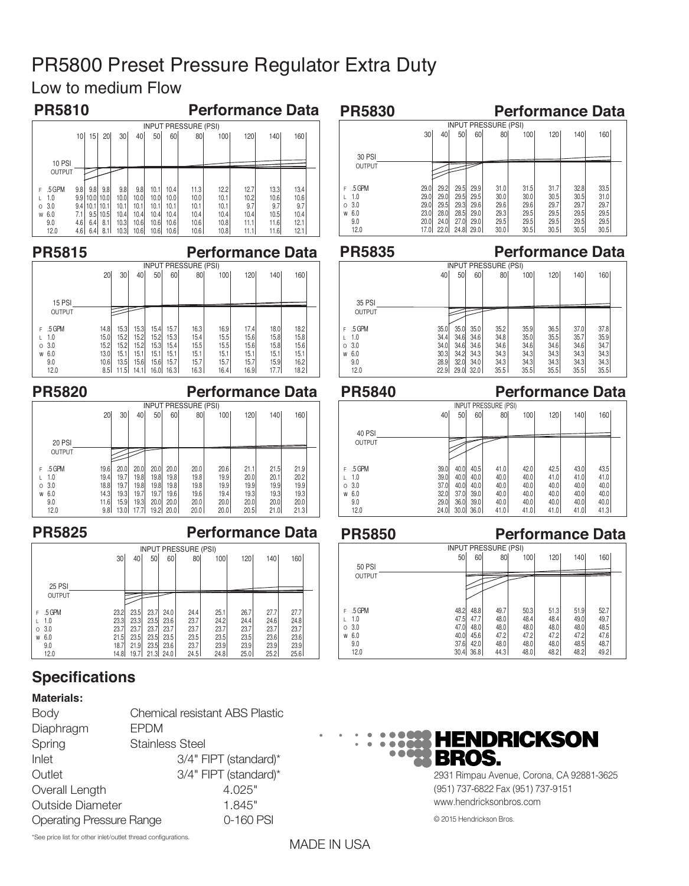# PR5800 Preset Pressure Regulator Extra Duty

## Low to medium Flow

### PR5810 Performance Data

INPUT PRESSURE (PSI)

10 PSI OUTPUT

| FLOW | 10 | 15 | 20 | 30 | 40 | 50 | 60 | 80 | 100 | 120 | 140 | 160 |
|---|---|---|---|---|---|---|---|---|---|---|---|---|
| .5 GPM | 9.8 | 9.8 | 9.8 | 9.8 | 9.8 | 10.1 | 10.4 | 11.3 | 12.2 | 12.7 | 13.3 | 13.4 |
| 1.0 | 9.9 | 10.0 | 10.0 | 10.0 | 10.0 | 10.0 | 10.0 | 10.0 | 10.1 | 10.2 | 10.6 | 10.6 |
| 3.0 | 9.4 | 10.1 | 10.1 | 10.1 | 10.1 | 10.1 | 10.1 | 10.1 | 10.1 | 9.7 | 9.7 | 9.7 |
| 6.0 | 7.1 | 9.5 | 10.5 | 10.4 | 10.4 | 10.4 | 10.4 | 10.4 | 10.4 | 10.4 | 10.5 | 10.4 |
| 9.0 | 4.6 | 6.4 | 8.1 | 10.3 | 10.6 | 10.6 | 10.6 | 10.6 | 10.8 | 11.1 | 11.6 | 12.1 |
| 12.0 | 4.6 | 6.4 | 8.1 | 10.3 | 10.6 | 10.6 | 10.6 | 10.6 | 10.8 | 11.1 | 11.6 | 12.1 |

### PR5815 Performance Data

INPUT PRESSURE (PSI)

15 PSI OUTPUT

| FLOW | 20 | 30 | 40 | 50 | 60 | 80 | 100 | 120 | 140 | 160 |
|---|---|---|---|---|---|---|---|---|---|---|
| .5 GPM | 14.8 | 15.3 | 15.3 | 15.4 | 15.7 | 16.3 | 16.9 | 17.4 | 18.0 | 18.2 |
| 1.0 | 15.0 | 15.2 | 15.2 | 15.2 | 15.3 | 15.4 | 15.5 | 15.6 | 15.8 | 15.8 |
| 3.0 | 15.2 | 15.2 | 15.2 | 15.3 | 15.4 | 15.5 | 15.5 | 15.6 | 15.8 | 15.6 |
| 6.0 | 13.0 | 15.1 | 15.1 | 15.1 | 15.1 | 15.1 | 15.1 | 15.1 | 15.1 | 15.1 |
| 9.0 | 10.6 | 13.5 | 15.6 | 15.6 | 15.7 | 15.7 | 15.7 | 15.7 | 15.9 | 16.2 |
| 12.0 | 8.5 | 11.5 | 14.1 | 16.0 | 16.3 | 16.3 | 16.4 | 16.9 | 17.7 | 18.2 |

### PR5820 Performance Data

INPUT PRESSURE (PSI)

20 PSI OUTPUT

| FLOW | 20 | 30 | 40 | 50 | 60 | 80 | 100 | 120 | 140 | 160 |
|---|---|---|---|---|---|---|---|---|---|---|
| .5 GPM | 19.6 | 20.0 | 20.0 | 20.0 | 20.0 | 20.0 | 20.6 | 21.1 | 21.5 | 21.9 |
| 1.0 | 19.4 | 19.7 | 19.8 | 19.8 | 19.8 | 19.8 | 19.9 | 20.0 | 20.1 | 20.2 |
| 3.0 | 18.8 | 19.7 | 19.8 | 19.8 | 19.8 | 19.8 | 19.9 | 19.9 | 19.9 | 19.9 |
| 6.0 | 14.3 | 19.3 | 19.7 | 19.7 | 19.6 | 19.6 | 19.4 | 19.3 | 19.3 | 19.3 |
| 9.0 | 11.6 | 15.9 | 19.3 | 20.0 | 20.0 | 20.0 | 20.0 | 20.0 | 20.0 | 20.0 |
| 12.0 | 9.8 | 13.0 | 17.7 | 19.2 | 20.0 | 20.0 | 20.0 | 20.5 | 21.0 | 21.3 |

### PR5825 Performance Data

INPUT PRESSURE (PSI)

25 PSI OUTPUT

| FLOW | 30 | 40 | 50 | 60 | 80 | 100 | 120 | 140 | 160 |
|---|---|---|---|---|---|---|---|---|---|
| .5 GPM | 23.2 | 23.5 | 23.7 | 24.0 | 24.4 | 25.1 | 26.7 | 27.7 | 27.7 |
| 1.0 | 23.3 | 23.3 | 23.5 | 23.6 | 23.7 | 24.2 | 24.4 | 24.6 | 24.8 |
| 3.0 | 23.7 | 23.7 | 23.7 | 23.7 | 23.7 | 23.7 | 23.7 | 23.7 | 23.7 |
| 6.0 | 21.5 | 23.5 | 23.5 | 23.5 | 23.5 | 23.5 | 23.5 | 23.6 | 23.6 |
| 9.0 | 18.7 | 21.9 | 23.5 | 23.6 | 23.7 | 23.9 | 23.9 | 23.9 | 23.9 |
| 12.0 | 14.8 | 19.7 | 21.3 | 24.0 | 24.5 | 24.8 | 25.0 | 25.2 | 25.6 |

### PR5830 Performance Data

INPUT PRESSURE (PSI)

30 PSI OUTPUT

| FLOW | 30 | 40 | 50 | 60 | 80 | 100 | 120 | 140 | 160 |
|---|---|---|---|---|---|---|---|---|---|
| .5 GPM | 29.0 | 29.2 | 29.5 | 29.9 | 31.0 | 31.5 | 31.7 | 32.8 | 33.5 |
| 1.0 | 29.0 | 29.0 | 29.5 | 29.5 | 30.0 | 30.0 | 30.5 | 30.5 | 31.0 |
| 3.0 | 29.0 | 29.5 | 29.3 | 29.6 | 29.6 | 29.6 | 29.7 | 29.7 | 29.7 |
| 6.0 | 23.0 | 28.0 | 28.5 | 29.0 | 29.3 | 29.5 | 29.5 | 29.5 | 29.5 |
| 9.0 | 20.0 | 24.0 | 27.0 | 29.0 | 29.5 | 29.5 | 29.5 | 29.5 | 29.5 |
| 12.0 | 17.0 | 22.0 | 24.8 | 29.0 | 30.0 | 30.5 | 30.5 | 30.5 | 30.5 |

### PR5835 Performance Data

INPUT PRESSURE (PSI)

35 PSI OUTPUT

| FLOW | 40 | 50 | 60 | 80 | 100 | 120 | 140 | 160 |
|---|---|---|---|---|---|---|---|---|
| .5 GPM | 35.0 | 35.0 | 35.0 | 35.2 | 35.9 | 36.5 | 37.0 | 37.8 |
| 1.0 | 34.4 | 34.6 | 34.6 | 34.8 | 35.0 | 35.5 | 35.7 | 35.9 |
| 3.0 | 34.0 | 34.6 | 34.6 | 34.6 | 34.6 | 34.6 | 34.6 | 34.7 |
| 6.0 | 30.3 | 34.2 | 34.3 | 34.3 | 34.3 | 34.3 | 34.3 | 34.3 |
| 9.0 | 28.9 | 32.0 | 34.0 | 34.3 | 34.3 | 34.3 | 34.3 | 34.3 |
| 12.0 | 22.9 | 29.0 | 32.0 | 35.5 | 35.5 | 35.5 | 35.5 | 35.5 |

### PR5840 Performance Data

INPUT PRESSURE (PSI)

40 PSI OUTPUT

| FLOW | 40 | 50 | 60 | 80 | 100 | 120 | 140 | 160 |
|---|---|---|---|---|---|---|---|---|
| .5 GPM | 39.0 | 40.0 | 40.5 | 41.0 | 42.0 | 42.5 | 43.0 | 43.5 |
| 1.0 | 39.0 | 40.0 | 40.0 | 40.0 | 40.0 | 41.0 | 41.0 | 41.0 |
| 3.0 | 37.0 | 40.0 | 40.0 | 40.0 | 40.0 | 40.0 | 40.0 | 40.0 |
| 6.0 | 32.0 | 37.0 | 39.0 | 40.0 | 40.0 | 40.0 | 40.0 | 40.0 |
| 9.0 | 29.0 | 36.0 | 39.0 | 40.0 | 40.0 | 40.0 | 40.0 | 40.0 |
| 12.0 | 24.0 | 30.0 | 36.0 | 41.0 | 41.0 | 41.0 | 41.0 | 41.3 |

### PR5850 Performance Data

INPUT PRESSURE (PSI)

50 PSI OUTPUT

| FLOW | 50 | 60 | 80 | 100 | 120 | 140 | 160 |
|---|---|---|---|---|---|---|---|
| .5 GPM | 48.2 | 48.8 | 49.7 | 50.3 | 51.3 | 51.9 | 52.7 |
| 1.0 | 47.5 | 47.7 | 48.0 | 48.4 | 48.4 | 49.0 | 49.7 |
| 3.0 | 47.0 | 48.0 | 48.0 | 48.0 | 48.0 | 48.0 | 48.5 |
| 6.0 | 40.0 | 45.6 | 47.2 | 47.2 | 47.2 | 47.2 | 47.6 |
| 9.0 | 37.6 | 42.0 | 48.0 | 48.0 | 48.0 | 48.5 | 48.7 |
| 12.0 | 30.4 | 36.8 | 44.3 | 48.0 | 48.2 | 48.2 | 49.2 |

## Specifications

**Materials:**

| | |
|---|---|
| Body | Chemical resistant ABS Plastic |
| Diaphragm | EPDM |
| Spring | Stainless Steel |
| Inlet | 3/4" FIPT (standard)* |
| Outlet | 3/4" FIPT (standard)* |
| Overall Length | 4.025" |
| Outside Diameter | 1.845" |
| Operating Pressure Range | 0-160 PSI |

*See price list for other inlet/outlet thread configurations.

**HENDRICKSON BROS.**

2931 Rimpau Avenue, Corona, CA 92881-3625

(951) 737-6822 Fax (951) 737-9151

www.hendricksonbros.com

© 2015 Hendrickson Bros.

MADE IN USA